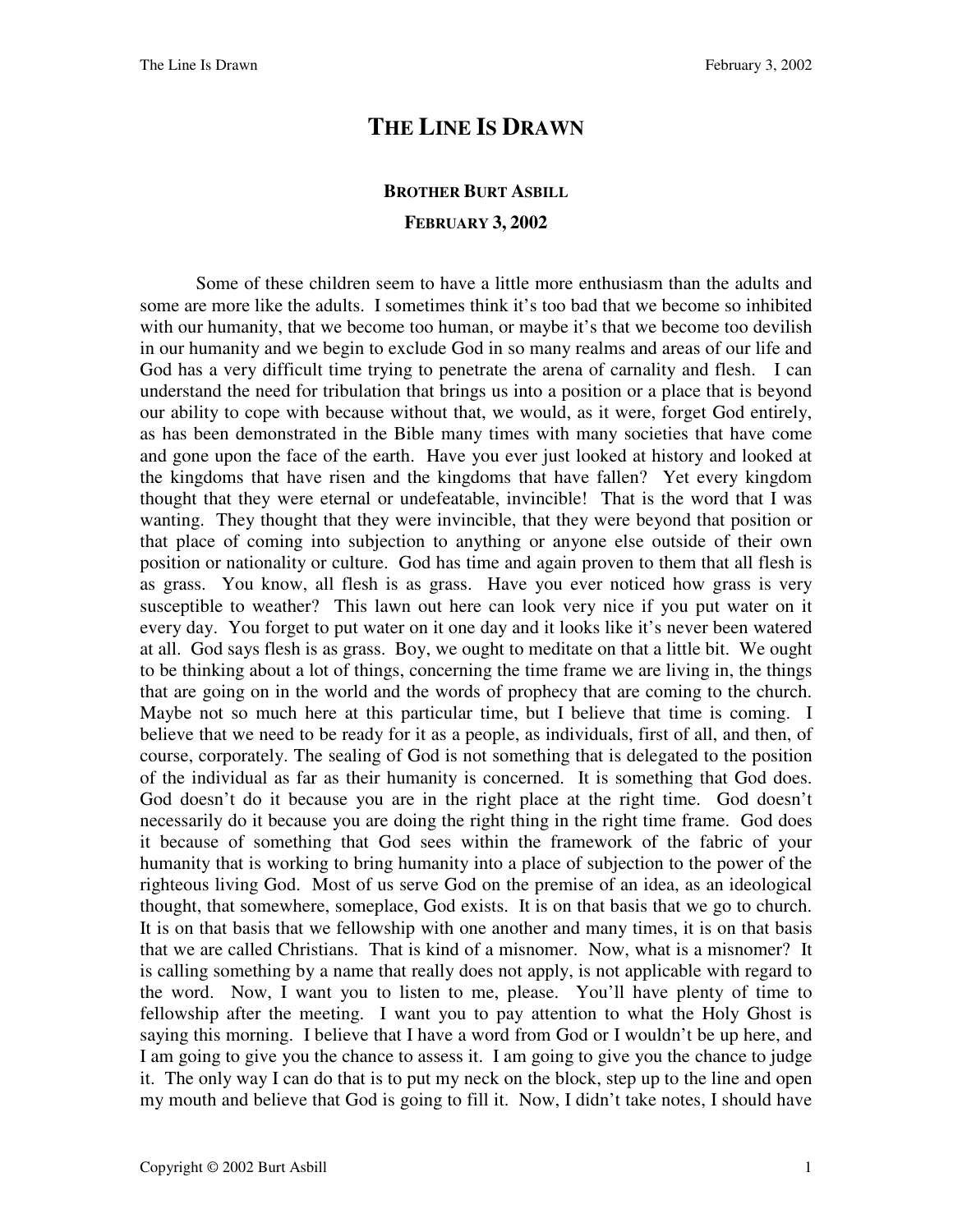# THE LINE IS DRAWN

**BROTHER BURT ASBILL**

**FEBRUARY 3, 2002**

Some of these children seem to have a little more enthusiasm than the adults and some are more like the adults. I sometimes think it's too bad that we become so inhibited with our humanity, that we become too human, or maybe it's that we become too devilish in our humanity and we begin to exclude God in so many realms and areas of our life and God has a very difficult time trying to penetrate the arena of carnality and flesh. I can understand the need for tribulation that brings us into a position or a place that is beyond our ability to cope with because without that, we would, as it were, forget God entirely, as has been demonstrated in the Bible many times with many societies that have come and gone upon the face of the earth. Have you ever just looked at history and looked at the kingdoms that have risen and the kingdoms that have fallen? Yet every kingdom thought that they were eternal or undefeatable, invincible! That is the word that I was wanting. They thought that they were invincible, that they were beyond that position or that place of coming into subjection to anything or anyone else outside of their own position or nationality or culture. God has time and again proven to them that all flesh is as grass. You know, all flesh is as grass. Have you ever noticed how grass is very susceptible to weather? This lawn out here can look very nice if you put water on it every day. You forget to put water on it one day and it looks like it's never been watered at all. God says flesh is as grass. Boy, we ought to meditate on that a little bit. We ought to be thinking about a lot of things, concerning the time frame we are living in, the things that are going on in the world and the words of prophecy that are coming to the church. Maybe not so much here at this particular time, but I believe that time is coming. I believe that we need to be ready for it as a people, as individuals, first of all, and then, of course, corporately. The sealing of God is not something that is delegated to the position of the individual as far as their humanity is concerned. It is something that God does. God doesn't do it because you are in the right place at the right time. God doesn't necessarily do it because you are doing the right thing in the right time frame. God does it because of something that God sees within the framework of the fabric of your humanity that is working to bring humanity into a place of subjection to the power of the righteous living God. Most of us serve God on the premise of an idea, as an ideological thought, that somewhere, someplace, God exists. It is on that basis that we go to church. It is on that basis that we fellowship with one another and many times, it is on that basis that we are called Christians. That is kind of a misnomer. Now, what is a misnomer? It is calling something by a name that really does not apply, is not applicable with regard to the word. Now, I want you to listen to me, please. You'll have plenty of time to fellowship after the meeting. I want you to pay attention to what the Holy Ghost is saying this morning. I believe that I have a word from God or I wouldn't be up here, and I am going to give you the chance to assess it. I am going to give you the chance to judge it. The only way I can do that is to put my neck on the block, step up to the line and open my mouth and believe that God is going to fill it. Now, I didn't take notes, I should have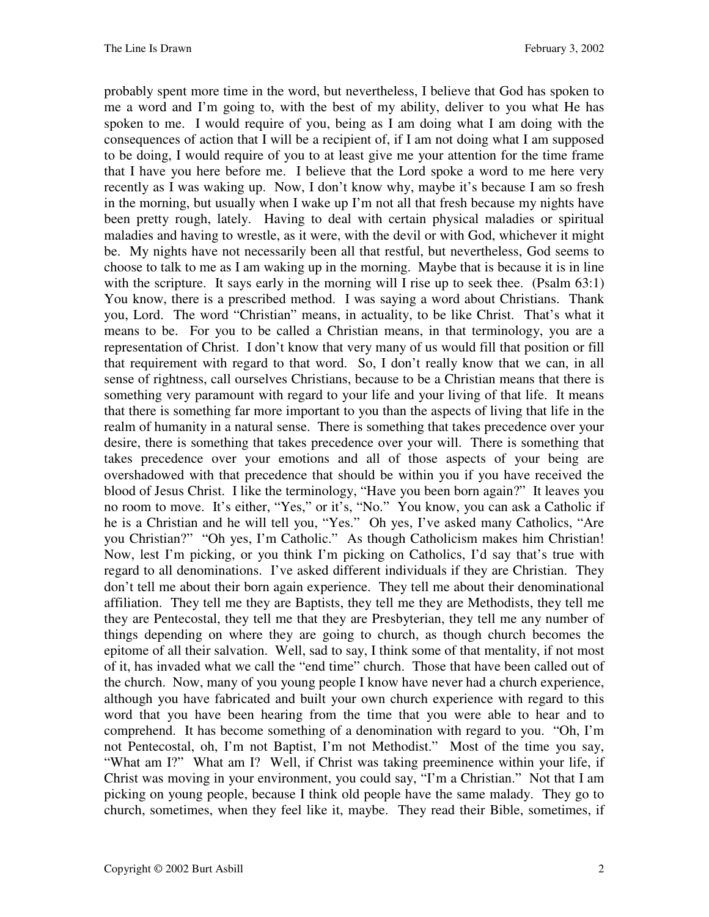probably spent more time in the word, but nevertheless, I believe that God has spoken to me a word and I'm going to, with the best of my ability, deliver to you what He has spoken to me. I would require of you, being as I am doing what I am doing with the consequences of action that I will be a recipient of, if I am not doing what I am supposed to be doing, I would require of you to at least give me your attention for the time frame that I have you here before me. I believe that the Lord spoke a word to me here very recently as I was waking up. Now, I don't know why, maybe it's because I am so fresh in the morning, but usually when I wake up I'm not all that fresh because my nights have been pretty rough, lately. Having to deal with certain physical maladies or spiritual maladies and having to wrestle, as it were, with the devil or with God, whichever it might be. My nights have not necessarily been all that restful, but nevertheless, God seems to choose to talk to me as I am waking up in the morning. Maybe that is because it is in line with the scripture. It says early in the morning will I rise up to seek thee. (Psalm 63:1) You know, there is a prescribed method. I was saying a word about Christians. Thank you, Lord. The word "Christian" means, in actuality, to be like Christ. That's what it means to be. For you to be called a Christian means, in that terminology, you are a representation of Christ. I don't know that very many of us would fill that position or fill that requirement with regard to that word. So, I don't really know that we can, in all sense of rightness, call ourselves Christians, because to be a Christian means that there is something very paramount with regard to your life and your living of that life. It means that there is something far more important to you than the aspects of living that life in the realm of humanity in a natural sense. There is something that takes precedence over your desire, there is something that takes precedence over your will. There is something that takes precedence over your emotions and all of those aspects of your being are overshadowed with that precedence that should be within you if you have received the blood of Jesus Christ. I like the terminology, "Have you been born again?" It leaves you no room to move. It's either, "Yes," or it's, "No." You know, you can ask a Catholic if he is a Christian and he will tell you, "Yes." Oh yes, I've asked many Catholics, "Are you Christian?" "Oh yes, I'm Catholic." As though Catholicism makes him Christian! Now, lest I'm picking, or you think I'm picking on Catholics, I'd say that's true with regard to all denominations. I've asked different individuals if they are Christian. They don't tell me about their born again experience. They tell me about their denominational affiliation. They tell me they are Baptists, they tell me they are Methodists, they tell me they are Pentecostal, they tell me that they are Presbyterian, they tell me any number of things depending on where they are going to church, as though church becomes the epitome of all their salvation. Well, sad to say, I think some of that mentality, if not most of it, has invaded what we call the "end time" church. Those that have been called out of the church. Now, many of you young people I know have never had a church experience, although you have fabricated and built your own church experience with regard to this word that you have been hearing from the time that you were able to hear and to comprehend. It has become something of a denomination with regard to you. "Oh, I'm not Pentecostal, oh, I'm not Baptist, I'm not Methodist." Most of the time you say, "What am I?" What am I? Well, if Christ was taking preeminence within your life, if Christ was moving in your environment, you could say, "I'm a Christian." Not that I am picking on young people, because I think old people have the same malady. They go to church, sometimes, when they feel like it, maybe. They read their Bible, sometimes, if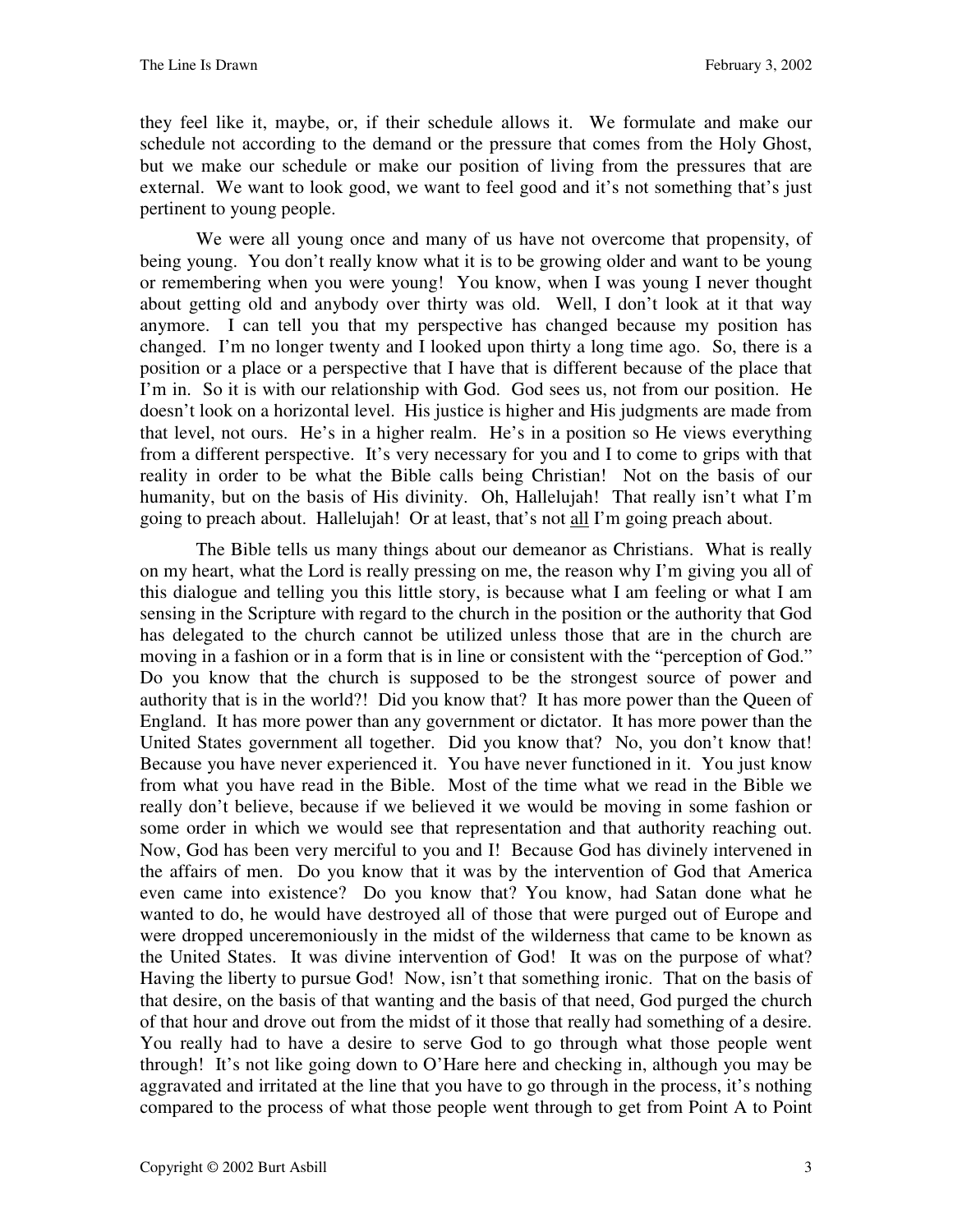they feel like it, maybe, or, if their schedule allows it. We formulate and make our schedule not according to the demand or the pressure that comes from the Holy Ghost, but we make our schedule or make our position of living from the pressures that are external. We want to look good, we want to feel good and it's not something that's just pertinent to young people.

We were all young once and many of us have not overcome that propensity, of being young. You don't really know what it is to be growing older and want to be young or remembering when you were young! You know, when I was young I never thought about getting old and anybody over thirty was old. Well, I don't look at it that way anymore. I can tell you that my perspective has changed because my position has changed. I'm no longer twenty and I looked upon thirty a long time ago. So, there is a position or a place or a perspective that I have that is different because of the place that I'm in. So it is with our relationship with God. God sees us, not from our position. He doesn't look on a horizontal level. His justice is higher and His judgments are made from that level, not ours. He's in a higher realm. He's in a position so He views everything from a different perspective. It's very necessary for you and I to come to grips with that reality in order to be what the Bible calls being Christian! Not on the basis of our humanity, but on the basis of His divinity. Oh, Hallelujah! That really isn't what I'm going to preach about. Hallelujah! Or at least, that's not <u>all</u> I'm going preach about.

The Bible tells us many things about our demeanor as Christians. What is really on my heart, what the Lord is really pressing on me, the reason why I'm giving you all of this dialogue and telling you this little story, is because what I am feeling or what I am sensing in the Scripture with regard to the church in the position or the authority that God has delegated to the church cannot be utilized unless those that are in the church are moving in a fashion or in a form that is in line or consistent with the "perception of God." Do you know that the church is supposed to be the strongest source of power and authority that is in the world?! Did you know that? It has more power than the Queen of England. It has more power than any government or dictator. It has more power than the United States government all together. Did you know that? No, you don't know that! Because you have never experienced it. You have never functioned in it. You just know from what you have read in the Bible. Most of the time what we read in the Bible we really don't believe, because if we believed it we would be moving in some fashion or some order in which we would see that representation and that authority reaching out. Now, God has been very merciful to you and I! Because God has divinely intervened in the affairs of men. Do you know that it was by the intervention of God that America even came into existence? Do you know that? You know, had Satan done what he wanted to do, he would have destroyed all of those that were purged out of Europe and were dropped unceremoniously in the midst of the wilderness that came to be known as the United States. It was divine intervention of God! It was on the purpose of what? Having the liberty to pursue God! Now, isn't that something ironic. That on the basis of that desire, on the basis of that wanting and the basis of that need, God purged the church of that hour and drove out from the midst of it those that really had something of a desire. You really had to have a desire to serve God to go through what those people went through! It's not like going down to O'Hare here and checking in, although you may be aggravated and irritated at the line that you have to go through in the process, it's nothing compared to the process of what those people went through to get from Point A to Point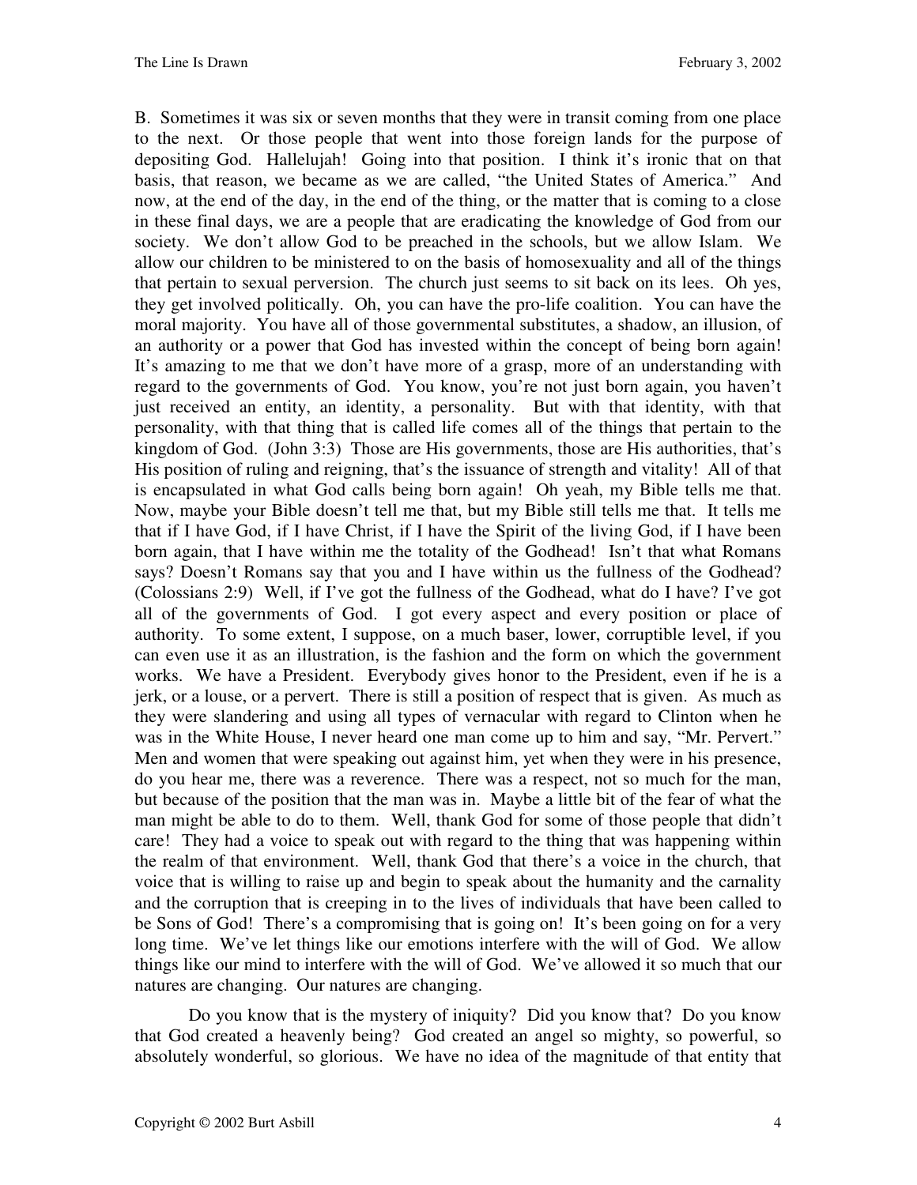B. Sometimes it was six or seven months that they were in transit coming from one place to the next. Or those people that went into those foreign lands for the purpose of depositing God. Hallelujah! Going into that position. I think it's ironic that on that basis, that reason, we became as we are called, "the United States of America." And now, at the end of the day, in the end of the thing, or the matter that is coming to a close in these final days, we are a people that are eradicating the knowledge of God from our society. We don't allow God to be preached in the schools, but we allow Islam. We allow our children to be ministered to on the basis of homosexuality and all of the things that pertain to sexual perversion. The church just seems to sit back on its lees. Oh yes, they get involved politically. Oh, you can have the pro-life coalition. You can have the moral majority. You have all of those governmental substitutes, a shadow, an illusion, of an authority or a power that God has invested within the concept of being born again! It's amazing to me that we don't have more of a grasp, more of an understanding with regard to the governments of God. You know, you're not just born again, you haven't just received an entity, an identity, a personality. But with that identity, with that personality, with that thing that is called life comes all of the things that pertain to the kingdom of God. (John 3:3) Those are His governments, those are His authorities, that's His position of ruling and reigning, that's the issuance of strength and vitality! All of that is encapsulated in what God calls being born again! Oh yeah, my Bible tells me that. Now, maybe your Bible doesn't tell me that, but my Bible still tells me that. It tells me that if I have God, if I have Christ, if I have the Spirit of the living God, if I have been born again, that I have within me the totality of the Godhead! Isn't that what Romans says? Doesn't Romans say that you and I have within us the fullness of the Godhead? (Colossians 2:9) Well, if I've got the fullness of the Godhead, what do I have? I've got all of the governments of God. I got every aspect and every position or place of authority. To some extent, I suppose, on a much baser, lower, corruptible level, if you can even use it as an illustration, is the fashion and the form on which the government works. We have a President. Everybody gives honor to the President, even if he is a jerk, or a louse, or a pervert. There is still a position of respect that is given. As much as they were slandering and using all types of vernacular with regard to Clinton when he was in the White House, I never heard one man come up to him and say, "Mr. Pervert." Men and women that were speaking out against him, yet when they were in his presence, do you hear me, there was a reverence. There was a respect, not so much for the man, but because of the position that the man was in. Maybe a little bit of the fear of what the man might be able to do to them. Well, thank God for some of those people that didn't care! They had a voice to speak out with regard to the thing that was happening within the realm of that environment. Well, thank God that there's a voice in the church, that voice that is willing to raise up and begin to speak about the humanity and the carnality and the corruption that is creeping in to the lives of individuals that have been called to be Sons of God! There's a compromising that is going on! It's been going on for a very long time. We've let things like our emotions interfere with the will of God. We allow things like our mind to interfere with the will of God. We've allowed it so much that our natures are changing. Our natures are changing.

Do you know that is the mystery of iniquity? Did you know that? Do you know that God created a heavenly being? God created an angel so mighty, so powerful, so absolutely wonderful, so glorious. We have no idea of the magnitude of that entity that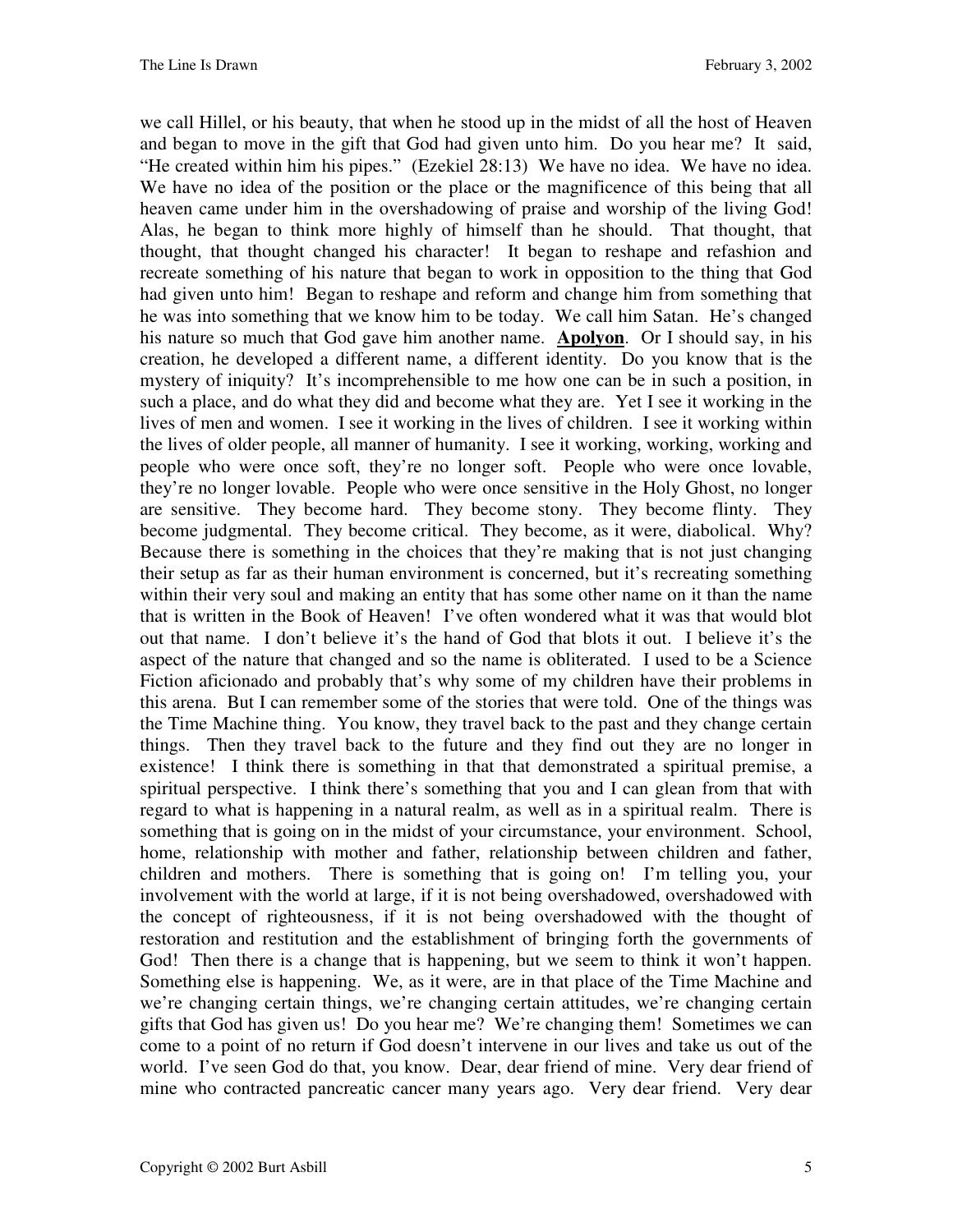we call Hillel, or his beauty, that when he stood up in the midst of all the host of Heaven and began to move in the gift that God had given unto him. Do you hear me? It said, "He created within him his pipes." (Ezekiel 28:13) We have no idea. We have no idea. We have no idea of the position or the place or the magnificence of this being that all heaven came under him in the overshadowing of praise and worship of the living God! Alas, he began to think more highly of himself than he should. That thought, that thought, that thought changed his character! It began to reshape and refashion and recreate something of his nature that began to work in opposition to the thing that God had given unto him! Began to reshape and reform and change him from something that he was into something that we know him to be today. We call him Satan. He's changed his nature so much that God gave him another name. **Apolyon**. Or I should say, in his creation, he developed a different name, a different identity. Do you know that is the mystery of iniquity? It's incomprehensible to me how one can be in such a position, in such a place, and do what they did and become what they are. Yet I see it working in the lives of men and women. I see it working in the lives of children. I see it working within the lives of older people, all manner of humanity. I see it working, working, working and people who were once soft, they're no longer soft. People who were once lovable, they're no longer lovable. People who were once sensitive in the Holy Ghost, no longer are sensitive. They become hard. They become stony. They become flinty. They become judgmental. They become critical. They become, as it were, diabolical. Why? Because there is something in the choices that they're making that is not just changing their setup as far as their human environment is concerned, but it's recreating something within their very soul and making an entity that has some other name on it than the name that is written in the Book of Heaven! I've often wondered what it was that would blot out that name. I don't believe it's the hand of God that blots it out. I believe it's the aspect of the nature that changed and so the name is obliterated. I used to be a Science Fiction aficionado and probably that's why some of my children have their problems in this arena. But I can remember some of the stories that were told. One of the things was the Time Machine thing. You know, they travel back to the past and they change certain things. Then they travel back to the future and they find out they are no longer in existence! I think there is something in that that demonstrated a spiritual premise, a spiritual perspective. I think there's something that you and I can glean from that with regard to what is happening in a natural realm, as well as in a spiritual realm. There is something that is going on in the midst of your circumstance, your environment. School, home, relationship with mother and father, relationship between children and father, children and mothers. There is something that is going on! I'm telling you, your involvement with the world at large, if it is not being overshadowed, overshadowed with the concept of righteousness, if it is not being overshadowed with the thought of restoration and restitution and the establishment of bringing forth the governments of God! Then there is a change that is happening, but we seem to think it won't happen. Something else is happening. We, as it were, are in that place of the Time Machine and we're changing certain things, we're changing certain attitudes, we're changing certain gifts that God has given us! Do you hear me? We're changing them! Sometimes we can come to a point of no return if God doesn't intervene in our lives and take us out of the world. I've seen God do that, you know. Dear, dear friend of mine. Very dear friend of mine who contracted pancreatic cancer many years ago. Very dear friend. Very dear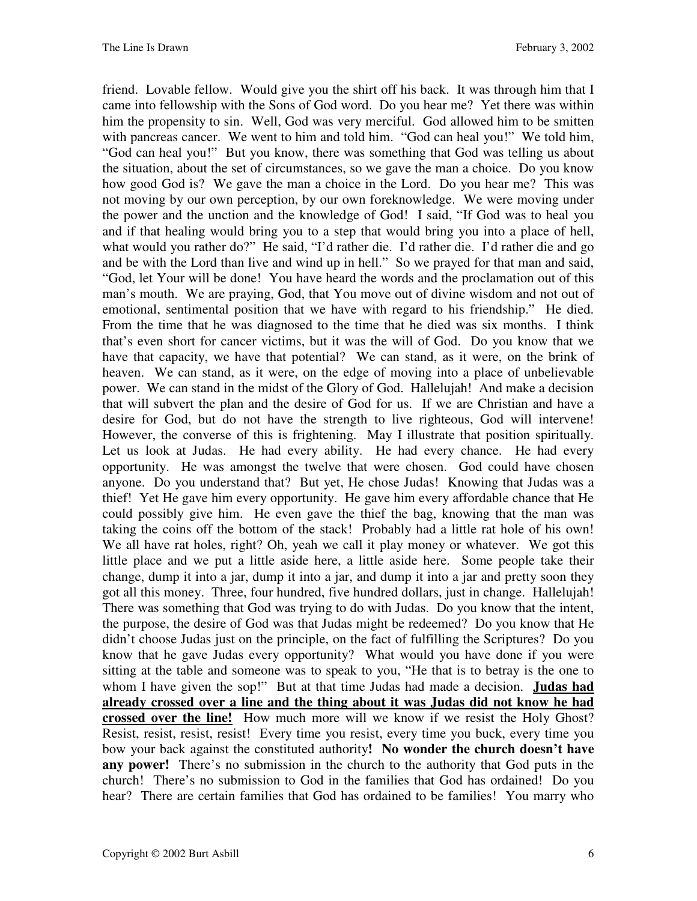friend. Lovable fellow. Would give you the shirt off his back. It was through him that I came into fellowship with the Sons of God word. Do you hear me? Yet there was within him the propensity to sin. Well, God was very merciful. God allowed him to be smitten with pancreas cancer. We went to him and told him. "God can heal you!" We told him, "God can heal you!" But you know, there was something that God was telling us about the situation, about the set of circumstances, so we gave the man a choice. Do you know how good God is? We gave the man a choice in the Lord. Do you hear me? This was not moving by our own perception, by our own foreknowledge. We were moving under the power and the unction and the knowledge of God! I said, "If God was to heal you and if that healing would bring you to a step that would bring you into a place of hell, what would you rather do?" He said, "I'd rather die. I'd rather die. I'd rather die and go and be with the Lord than live and wind up in hell." So we prayed for that man and said, "God, let Your will be done! You have heard the words and the proclamation out of this man's mouth. We are praying, God, that You move out of divine wisdom and not out of emotional, sentimental position that we have with regard to his friendship." He died. From the time that he was diagnosed to the time that he died was six months. I think that's even short for cancer victims, but it was the will of God. Do you know that we have that capacity, we have that potential? We can stand, as it were, on the brink of heaven. We can stand, as it were, on the edge of moving into a place of unbelievable power. We can stand in the midst of the Glory of God. Hallelujah! And make a decision that will subvert the plan and the desire of God for us. If we are Christian and have a desire for God, but do not have the strength to live righteous, God will intervene! However, the converse of this is frightening. May I illustrate that position spiritually. Let us look at Judas. He had every ability. He had every chance. He had every opportunity. He was amongst the twelve that were chosen. God could have chosen anyone. Do you understand that? But yet, He chose Judas! Knowing that Judas was a thief! Yet He gave him every opportunity. He gave him every affordable chance that He could possibly give him. He even gave the thief the bag, knowing that the man was taking the coins off the bottom of the stack! Probably had a little rat hole of his own! We all have rat holes, right? Oh, yeah we call it play money or whatever. We got this little place and we put a little aside here, a little aside here. Some people take their change, dump it into a jar, dump it into a jar, and dump it into a jar and pretty soon they got all this money. Three, four hundred, five hundred dollars, just in change. Hallelujah! There was something that God was trying to do with Judas. Do you know that the intent, the purpose, the desire of God was that Judas might be redeemed? Do you know that He didn't choose Judas just on the principle, on the fact of fulfilling the Scriptures? Do you know that he gave Judas every opportunity? What would you have done if you were sitting at the table and someone was to speak to you, "He that is to betray is the one to whom I have given the sop!" But at that time Judas had made a decision. **Judas had already crossed over a line and the thing about it was Judas did not know he had crossed over the line!** How much more will we know if we resist the Holy Ghost? Resist, resist, resist, resist! Every time you resist, every time you buck, every time you bow your back against the constituted authority**!** **No wonder the church doesn't have any power!** There's no submission in the church to the authority that God puts in the church! There's no submission to God in the families that God has ordained! Do you hear? There are certain families that God has ordained to be families! You marry who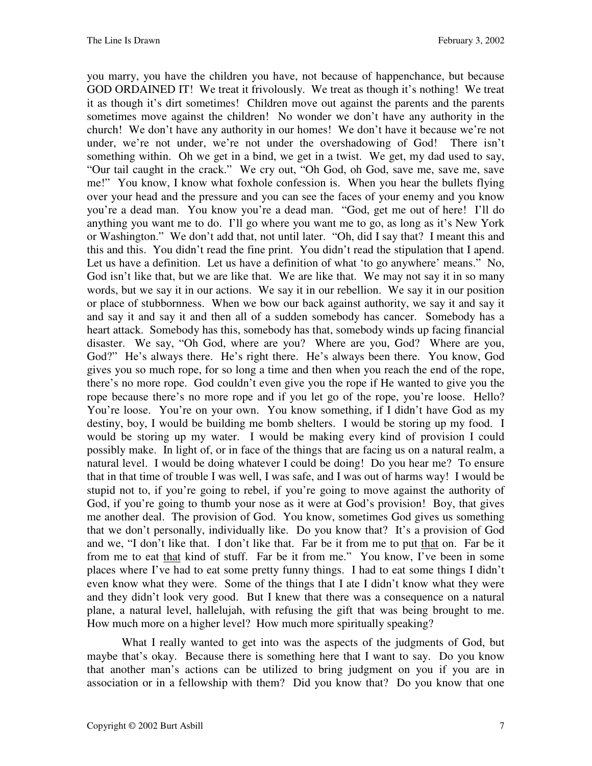you marry, you have the children you have, not because of happenchance, but because GOD ORDAINED IT! We treat it frivolously. We treat as though it's nothing! We treat it as though it's dirt sometimes! Children move out against the parents and the parents sometimes move against the children! No wonder we don't have any authority in the church! We don't have any authority in our homes! We don't have it because we're not under, we're not under, we're not under the overshadowing of God! There isn't something within. Oh we get in a bind, we get in a twist. We get, my dad used to say, "Our tail caught in the crack." We cry out, "Oh God, oh God, save me, save me, save me!" You know, I know what foxhole confession is. When you hear the bullets flying over your head and the pressure and you can see the faces of your enemy and you know you're a dead man. You know you're a dead man. "God, get me out of here! I'll do anything you want me to do. I'll go where you want me to go, as long as it's New York or Washington." We don't add that, not until later. "Oh, did I say that? I meant this and this and this. You didn't read the fine print. You didn't read the stipulation that I apend. Let us have a definition. Let us have a definition of what 'to go anywhere' means." No, God isn't like that, but we are like that. We are like that. We may not say it in so many words, but we say it in our actions. We say it in our rebellion. We say it in our position or place of stubbornness. When we bow our back against authority, we say it and say it and say it and say it and then all of a sudden somebody has cancer. Somebody has a heart attack. Somebody has this, somebody has that, somebody winds up facing financial disaster. We say, "Oh God, where are you? Where are you, God? Where are you, God?" He's always there. He's right there. He's always been there. You know, God gives you so much rope, for so long a time and then when you reach the end of the rope, there's no more rope. God couldn't even give you the rope if He wanted to give you the rope because there's no more rope and if you let go of the rope, you're loose. Hello? You're loose. You're on your own. You know something, if I didn't have God as my destiny, boy, I would be building me bomb shelters. I would be storing up my food. I would be storing up my water. I would be making every kind of provision I could possibly make. In light of, or in face of the things that are facing us on a natural realm, a natural level. I would be doing whatever I could be doing! Do you hear me? To ensure that in that time of trouble I was well, I was safe, and I was out of harms way! I would be stupid not to, if you're going to rebel, if you're going to move against the authority of God, if you're going to thumb your nose as it were at God's provision! Boy, that gives me another deal. The provision of God. You know, sometimes God gives us something that we don't personally, individually like. Do you know that? It's a provision of God and we, "I don't like that. I don't like that. Far be it from me to put <u>that</u> on. Far be it from me to eat <u>that</u> kind of stuff. Far be it from me." You know, I've been in some places where I've had to eat some pretty funny things. I had to eat some things I didn't even know what they were. Some of the things that I ate I didn't know what they were and they didn't look very good. But I knew that there was a consequence on a natural plane, a natural level, hallelujah, with refusing the gift that was being brought to me. How much more on a higher level? How much more spiritually speaking?

What I really wanted to get into was the aspects of the judgments of God, but maybe that's okay. Because there is something here that I want to say. Do you know that another man's actions can be utilized to bring judgment on you if you are in association or in a fellowship with them? Did you know that? Do you know that one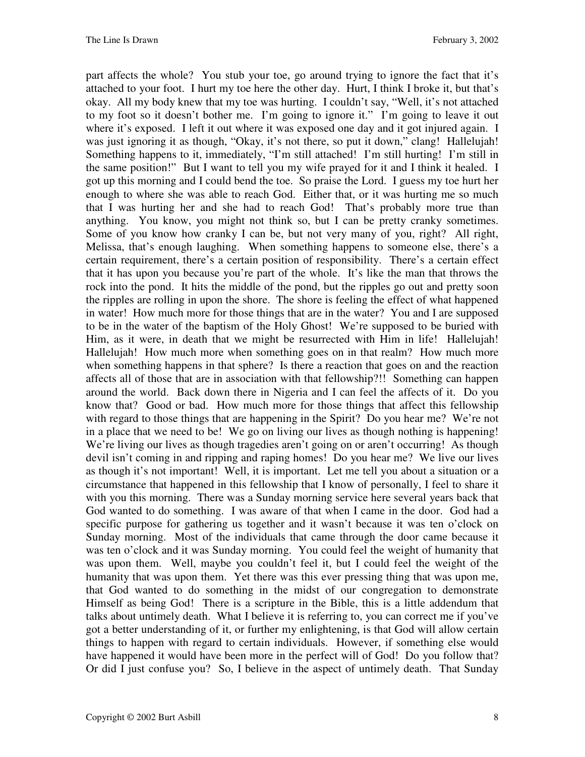part affects the whole? You stub your toe, go around trying to ignore the fact that it's attached to your foot. I hurt my toe here the other day. Hurt, I think I broke it, but that's okay. All my body knew that my toe was hurting. I couldn't say, "Well, it's not attached to my foot so it doesn't bother me. I'm going to ignore it." I'm going to leave it out where it's exposed. I left it out where it was exposed one day and it got injured again. I was just ignoring it as though, "Okay, it's not there, so put it down," clang! Hallelujah! Something happens to it, immediately, "I'm still attached! I'm still hurting! I'm still in the same position!" But I want to tell you my wife prayed for it and I think it healed. I got up this morning and I could bend the toe. So praise the Lord. I guess my toe hurt her enough to where she was able to reach God. Either that, or it was hurting me so much that I was hurting her and she had to reach God! That's probably more true than anything. You know, you might not think so, but I can be pretty cranky sometimes. Some of you know how cranky I can be, but not very many of you, right? All right, Melissa, that's enough laughing. When something happens to someone else, there's a certain requirement, there's a certain position of responsibility. There's a certain effect that it has upon you because you're part of the whole. It's like the man that throws the rock into the pond. It hits the middle of the pond, but the ripples go out and pretty soon the ripples are rolling in upon the shore. The shore is feeling the effect of what happened in water! How much more for those things that are in the water? You and I are supposed to be in the water of the baptism of the Holy Ghost! We're supposed to be buried with Him, as it were, in death that we might be resurrected with Him in life! Hallelujah! Hallelujah! How much more when something goes on in that realm? How much more when something happens in that sphere? Is there a reaction that goes on and the reaction affects all of those that are in association with that fellowship?!! Something can happen around the world. Back down there in Nigeria and I can feel the affects of it. Do you know that? Good or bad. How much more for those things that affect this fellowship with regard to those things that are happening in the Spirit? Do you hear me? We're not in a place that we need to be! We go on living our lives as though nothing is happening! We're living our lives as though tragedies aren't going on or aren't occurring! As though devil isn't coming in and ripping and raping homes! Do you hear me? We live our lives as though it's not important! Well, it is important. Let me tell you about a situation or a circumstance that happened in this fellowship that I know of personally, I feel to share it with you this morning. There was a Sunday morning service here several years back that God wanted to do something. I was aware of that when I came in the door. God had a specific purpose for gathering us together and it wasn't because it was ten o'clock on Sunday morning. Most of the individuals that came through the door came because it was ten o'clock and it was Sunday morning. You could feel the weight of humanity that was upon them. Well, maybe you couldn't feel it, but I could feel the weight of the humanity that was upon them. Yet there was this ever pressing thing that was upon me, that God wanted to do something in the midst of our congregation to demonstrate Himself as being God! There is a scripture in the Bible, this is a little addendum that talks about untimely death. What I believe it is referring to, you can correct me if you've got a better understanding of it, or further my enlightening, is that God will allow certain things to happen with regard to certain individuals. However, if something else would have happened it would have been more in the perfect will of God! Do you follow that? Or did I just confuse you? So, I believe in the aspect of untimely death. That Sunday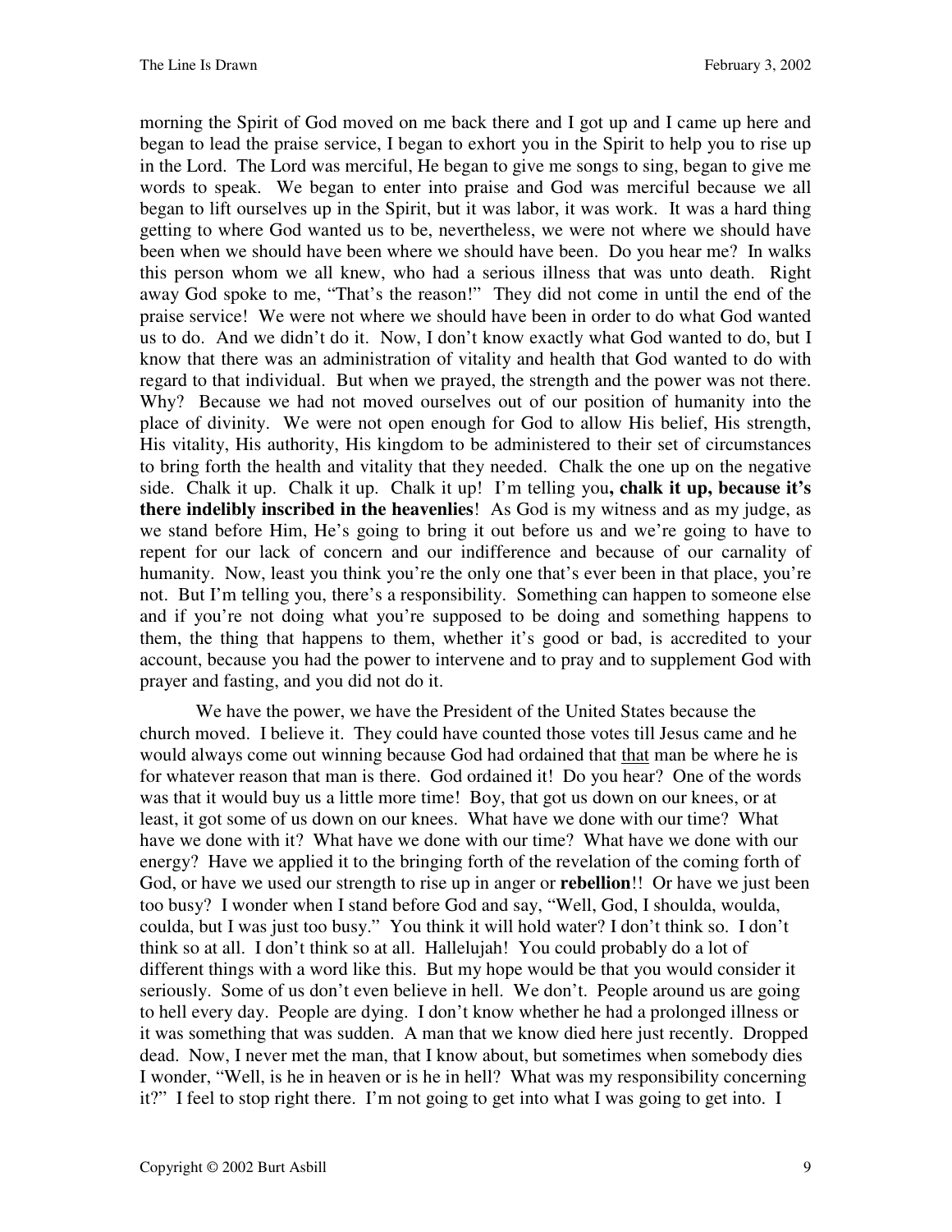morning the Spirit of God moved on me back there and I got up and I came up here and began to lead the praise service, I began to exhort you in the Spirit to help you to rise up in the Lord. The Lord was merciful, He began to give me songs to sing, began to give me words to speak. We began to enter into praise and God was merciful because we all began to lift ourselves up in the Spirit, but it was labor, it was work. It was a hard thing getting to where God wanted us to be, nevertheless, we were not where we should have been when we should have been where we should have been. Do you hear me? In walks this person whom we all knew, who had a serious illness that was unto death. Right away God spoke to me, "That's the reason!" They did not come in until the end of the praise service! We were not where we should have been in order to do what God wanted us to do. And we didn't do it. Now, I don't know exactly what God wanted to do, but I know that there was an administration of vitality and health that God wanted to do with regard to that individual. But when we prayed, the strength and the power was not there. Why? Because we had not moved ourselves out of our position of humanity into the place of divinity. We were not open enough for God to allow His belief, His strength, His vitality, His authority, His kingdom to be administered to their set of circumstances to bring forth the health and vitality that they needed. Chalk the one up on the negative side. Chalk it up. Chalk it up. Chalk it up! I'm telling you**, chalk it up, because it's there indelibly inscribed in the heavenlies**! As God is my witness and as my judge, as we stand before Him, He's going to bring it out before us and we're going to have to repent for our lack of concern and our indifference and because of our carnality of humanity. Now, least you think you're the only one that's ever been in that place, you're not. But I'm telling you, there's a responsibility. Something can happen to someone else and if you're not doing what you're supposed to be doing and something happens to them, the thing that happens to them, whether it's good or bad, is accredited to your account, because you had the power to intervene and to pray and to supplement God with prayer and fasting, and you did not do it.

We have the power, we have the President of the United States because the church moved. I believe it. They could have counted those votes till Jesus came and he would always come out winning because God had ordained that <u>that</u> man be where he is for whatever reason that man is there. God ordained it! Do you hear? One of the words was that it would buy us a little more time! Boy, that got us down on our knees, or at least, it got some of us down on our knees. What have we done with our time? What have we done with it? What have we done with our time? What have we done with our energy? Have we applied it to the bringing forth of the revelation of the coming forth of God, or have we used our strength to rise up in anger or **rebellion**!! Or have we just been too busy? I wonder when I stand before God and say, "Well, God, I shoulda, woulda, coulda, but I was just too busy." You think it will hold water? I don't think so. I don't think so at all. I don't think so at all. Hallelujah! You could probably do a lot of different things with a word like this. But my hope would be that you would consider it seriously. Some of us don't even believe in hell. We don't. People around us are going to hell every day. People are dying. I don't know whether he had a prolonged illness or it was something that was sudden. A man that we know died here just recently. Dropped dead. Now, I never met the man, that I know about, but sometimes when somebody dies I wonder, "Well, is he in heaven or is he in hell? What was my responsibility concerning it?" I feel to stop right there. I'm not going to get into what I was going to get into. I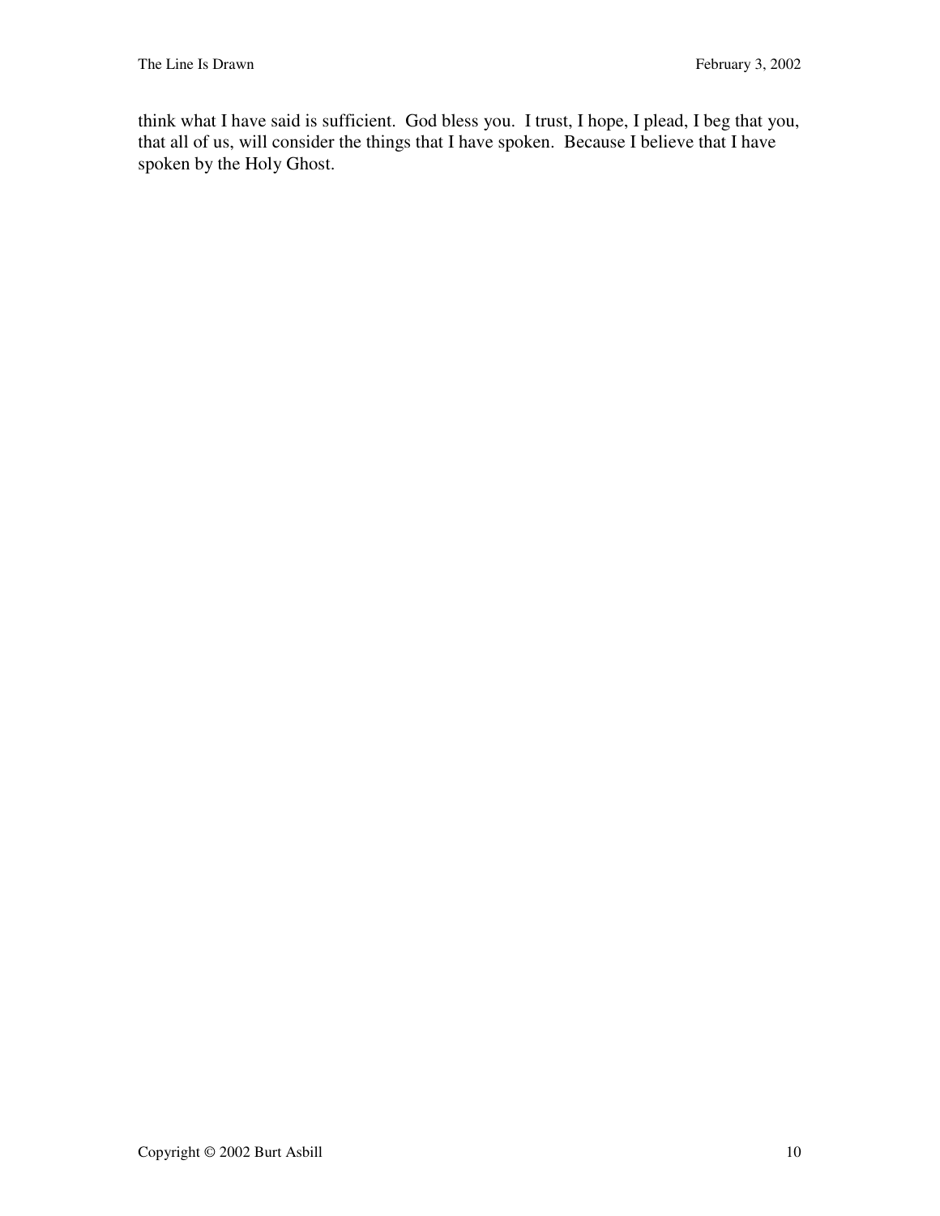think what I have said is sufficient. God bless you. I trust, I hope, I plead, I beg that you, that all of us, will consider the things that I have spoken. Because I believe that I have spoken by the Holy Ghost.